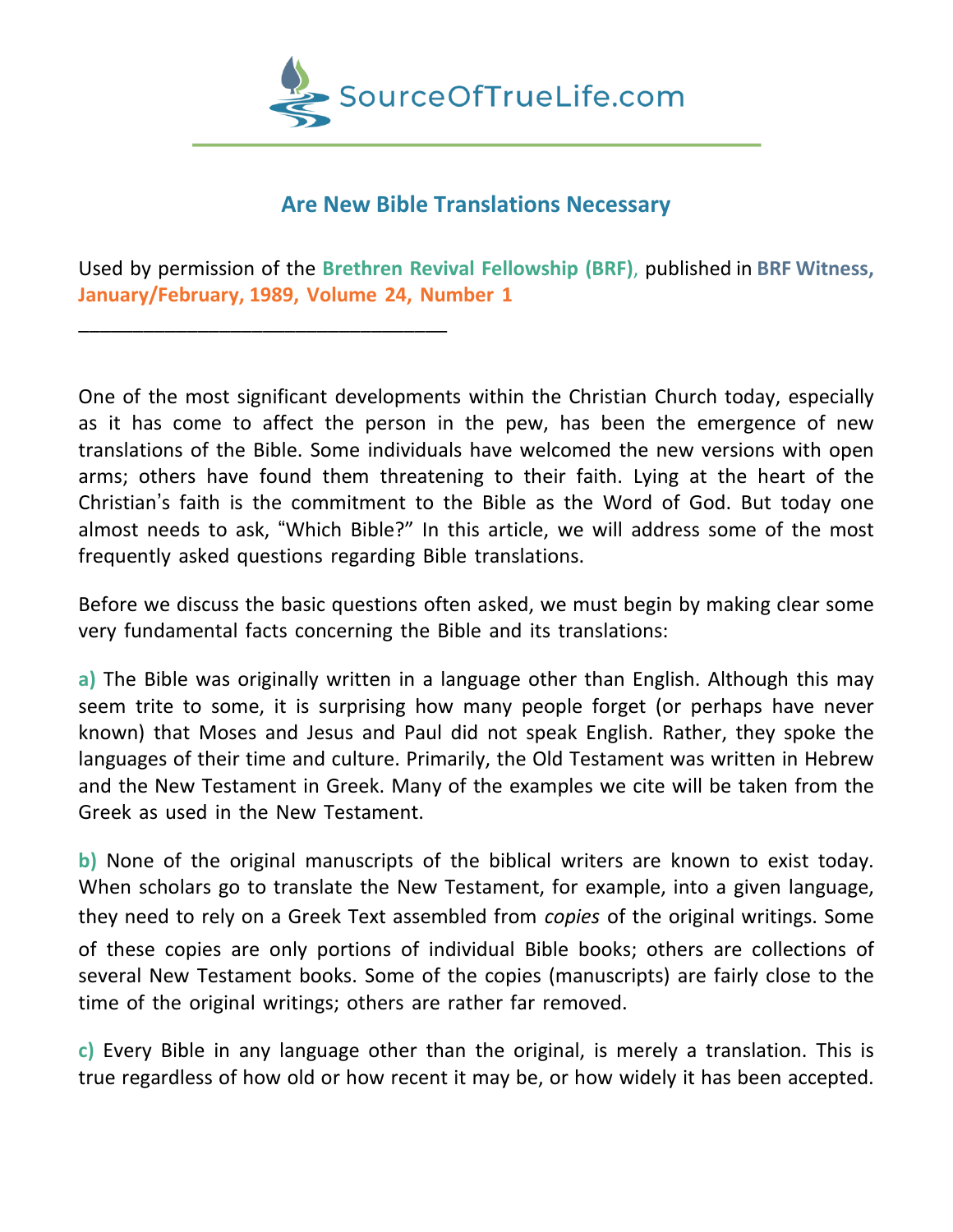# Are New Bible Translations Necessary

Used by permission of the **Brethren Revival Fellowship (BRF)**, published in **BRF Witness, January/February, 1989, Volume 24, Number 1**

---

One of the most significant developments within the Christian Church today, especially as it has come to affect the person in the pew, has been the emergence of new translations of the Bible. Some individuals have welcomed the new versions with open arms; others have found them threatening to their faith. Lying at the heart of the Christian's faith is the commitment to the Bible as the Word of God. But today one almost needs to ask, "Which Bible?" In this article, we will address some of the most frequently asked questions regarding Bible translations.

Before we discuss the basic questions often asked, we must begin by making clear some very fundamental facts concerning the Bible and its translations:

**a)** The Bible was originally written in a language other than English. Although this may seem trite to some, it is surprising how many people forget (or perhaps have never known) that Moses and Jesus and Paul did not speak English. Rather, they spoke the languages of their time and culture. Primarily, the Old Testament was written in Hebrew and the New Testament in Greek. Many of the examples we cite will be taken from the Greek as used in the New Testament.

**b)** None of the original manuscripts of the biblical writers are known to exist today. When scholars go to translate the New Testament, for example, into a given language, they need to rely on a Greek Text assembled from *copies* of the original writings. Some of these copies are only portions of individual Bible books; others are collections of several New Testament books. Some of the copies (manuscripts) are fairly close to the time of the original writings; others are rather far removed.

**c)** Every Bible in any language other than the original, is merely a translation. This is true regardless of how old or how recent it may be, or how widely it has been accepted.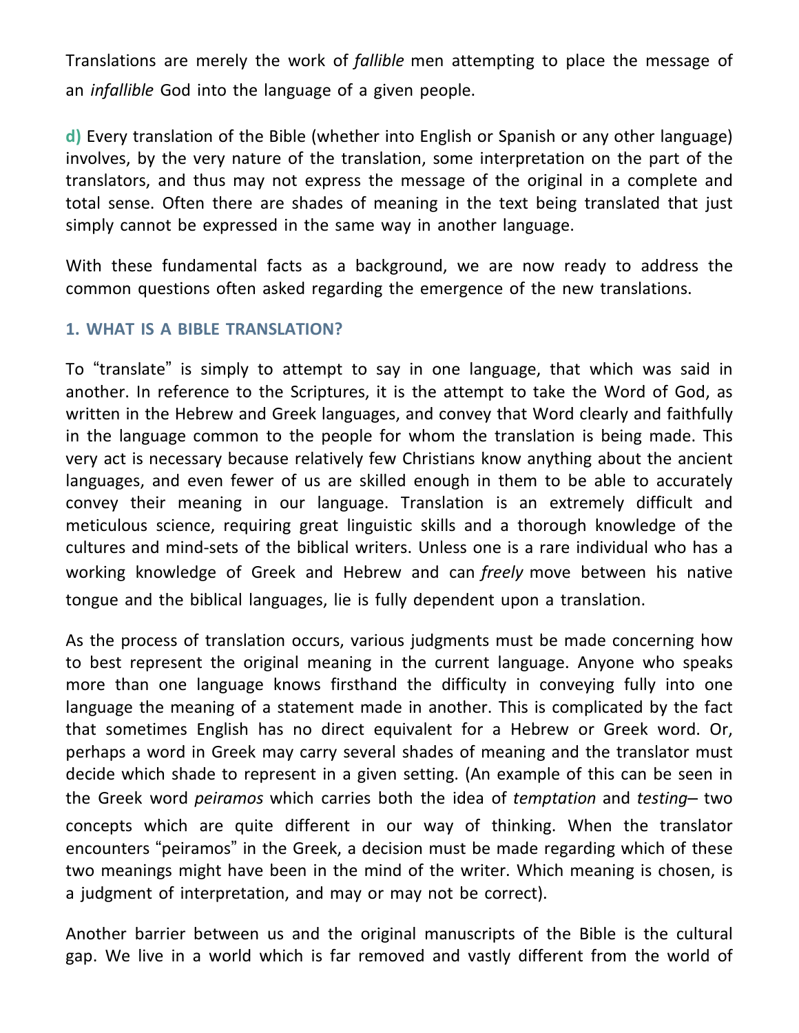Translations are merely the work of *fallible* men attempting to place the message of an *infallible* God into the language of a given people.

**d)** Every translation of the Bible (whether into English or Spanish or any other language) involves, by the very nature of the translation, some interpretation on the part of the translators, and thus may not express the message of the original in a complete and total sense. Often there are shades of meaning in the text being translated that just simply cannot be expressed in the same way in another language.

With these fundamental facts as a background, we are now ready to address the common questions often asked regarding the emergence of the new translations.

### 1. WHAT IS A BIBLE TRANSLATION?

To "translate" is simply to attempt to say in one language, that which was said in another. In reference to the Scriptures, it is the attempt to take the Word of God, as written in the Hebrew and Greek languages, and convey that Word clearly and faithfully in the language common to the people for whom the translation is being made. This very act is necessary because relatively few Christians know anything about the ancient languages, and even fewer of us are skilled enough in them to be able to accurately convey their meaning in our language. Translation is an extremely difficult and meticulous science, requiring great linguistic skills and a thorough knowledge of the cultures and mind-sets of the biblical writers. Unless one is a rare individual who has a working knowledge of Greek and Hebrew and can *freely* move between his native tongue and the biblical languages, lie is fully dependent upon a translation.

As the process of translation occurs, various judgments must be made concerning how to best represent the original meaning in the current language. Anyone who speaks more than one language knows firsthand the difficulty in conveying fully into one language the meaning of a statement made in another. This is complicated by the fact that sometimes English has no direct equivalent for a Hebrew or Greek word. Or, perhaps a word in Greek may carry several shades of meaning and the translator must decide which shade to represent in a given setting. (An example of this can be seen in the Greek word *peiramos* which carries both the idea of *temptation* and *testing*– two concepts which are quite different in our way of thinking. When the translator encounters "peiramos" in the Greek, a decision must be made regarding which of these two meanings might have been in the mind of the writer. Which meaning is chosen, is a judgment of interpretation, and may or may not be correct).

Another barrier between us and the original manuscripts of the Bible is the cultural gap. We live in a world which is far removed and vastly different from the world of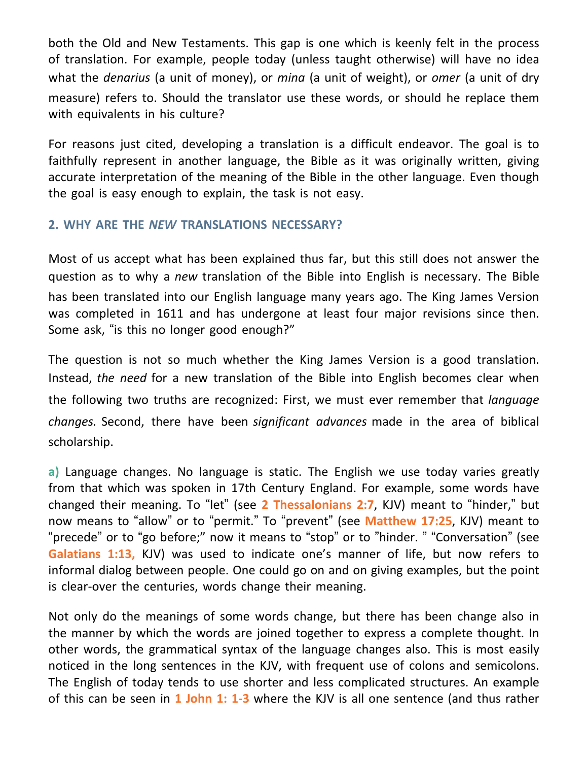both the Old and New Testaments. This gap is one which is keenly felt in the process of translation. For example, people today (unless taught otherwise) will have no idea what the *denarius* (a unit of money), or *mina* (a unit of weight), or *omer* (a unit of dry measure) refers to. Should the translator use these words, or should he replace them with equivalents in his culture?

For reasons just cited, developing a translation is a difficult endeavor. The goal is to faithfully represent in another language, the Bible as it was originally written, giving accurate interpretation of the meaning of the Bible in the other language. Even though the goal is easy enough to explain, the task is not easy.

## 2. WHY ARE THE *NEW* TRANSLATIONS NECESSARY?

Most of us accept what has been explained thus far, but this still does not answer the question as to why a *new* translation of the Bible into English is necessary. The Bible has been translated into our English language many years ago. The King James Version was completed in 1611 and has undergone at least four major revisions since then. Some ask, "is this no longer good enough?"

The question is not so much whether the King James Version is a good translation. Instead, *the need* for a new translation of the Bible into English becomes clear when the following two truths are recognized: First, we must ever remember that *language changes.* Second, there have been *significant advances* made in the area of biblical scholarship.

**a)** Language changes. No language is static. The English we use today varies greatly from that which was spoken in 17th Century England. For example, some words have changed their meaning. To "let" (see **2 Thessalonians 2:7**, KJV) meant to "hinder," but now means to "allow" or to "permit." To "prevent" (see **Matthew 17:25**, KJV) meant to "precede" or to "go before;" now it means to "stop" or to "hinder. " "Conversation" (see **Galatians 1:13,** KJV) was used to indicate one's manner of life, but now refers to informal dialog between people. One could go on and on giving examples, but the point is clear-over the centuries, words change their meaning.

Not only do the meanings of some words change, but there has been change also in the manner by which the words are joined together to express a complete thought. In other words, the grammatical syntax of the language changes also. This is most easily noticed in the long sentences in the KJV, with frequent use of colons and semicolons. The English of today tends to use shorter and less complicated structures. An example of this can be seen in **1 John 1: 1-3** where the KJV is all one sentence (and thus rather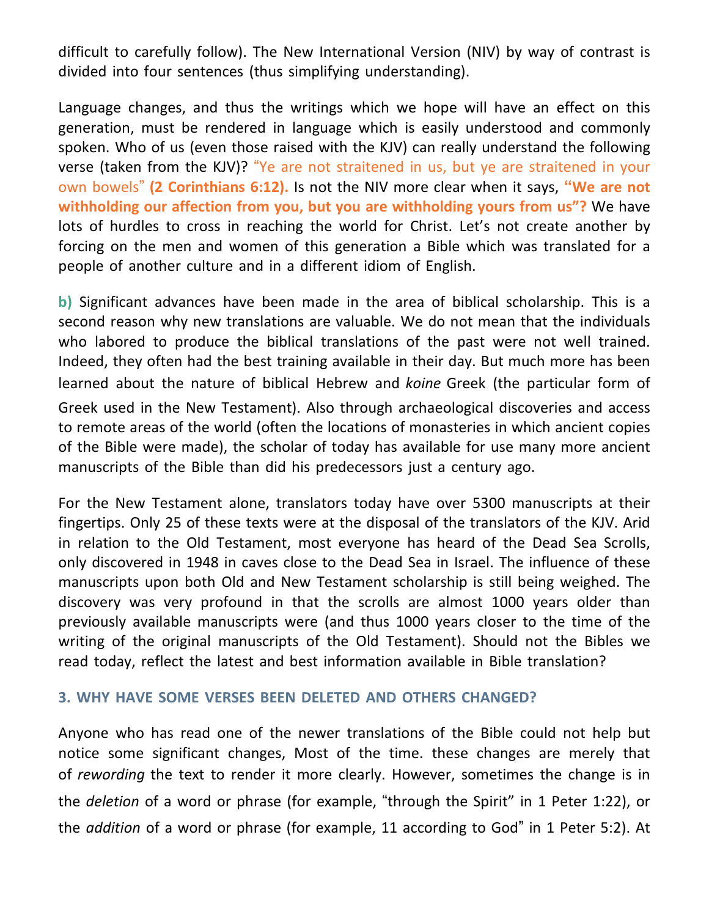difficult to carefully follow). The New International Version (NIV) by way of contrast is divided into four sentences (thus simplifying understanding).

Language changes, and thus the writings which we hope will have an effect on this generation, must be rendered in language which is easily understood and commonly spoken. Who of us (even those raised with the KJV) can really understand the following verse (taken from the KJV)? "Ye are not straitened in us, but ye are straitened in your own bowels" **(2 Corinthians 6:12).** Is not the NIV more clear when it says, **"We are not withholding our affection from you, but you are withholding yours from us"?** We have lots of hurdles to cross in reaching the world for Christ. Let's not create another by forcing on the men and women of this generation a Bible which was translated for a people of another culture and in a different idiom of English.

**b)** Significant advances have been made in the area of biblical scholarship. This is a second reason why new translations are valuable. We do not mean that the individuals who labored to produce the biblical translations of the past were not well trained. Indeed, they often had the best training available in their day. But much more has been learned about the nature of biblical Hebrew and *koine* Greek (the particular form of Greek used in the New Testament). Also through archaeological discoveries and access to remote areas of the world (often the locations of monasteries in which ancient copies of the Bible were made), the scholar of today has available for use many more ancient manuscripts of the Bible than did his predecessors just a century ago.

For the New Testament alone, translators today have over 5300 manuscripts at their fingertips. Only 25 of these texts were at the disposal of the translators of the KJV. Arid in relation to the Old Testament, most everyone has heard of the Dead Sea Scrolls, only discovered in 1948 in caves close to the Dead Sea in Israel. The influence of these manuscripts upon both Old and New Testament scholarship is still being weighed. The discovery was very profound in that the scrolls are almost 1000 years older than previously available manuscripts were (and thus 1000 years closer to the time of the writing of the original manuscripts of the Old Testament). Should not the Bibles we read today, reflect the latest and best information available in Bible translation?

### 3. WHY HAVE SOME VERSES BEEN DELETED AND OTHERS CHANGED?

Anyone who has read one of the newer translations of the Bible could not help but notice some significant changes, Most of the time. these changes are merely that of *rewording* the text to render it more clearly. However, sometimes the change is in the *deletion* of a word or phrase (for example, "through the Spirit" in 1 Peter 1:22), or the *addition* of a word or phrase (for example, 11 according to God" in 1 Peter 5:2). At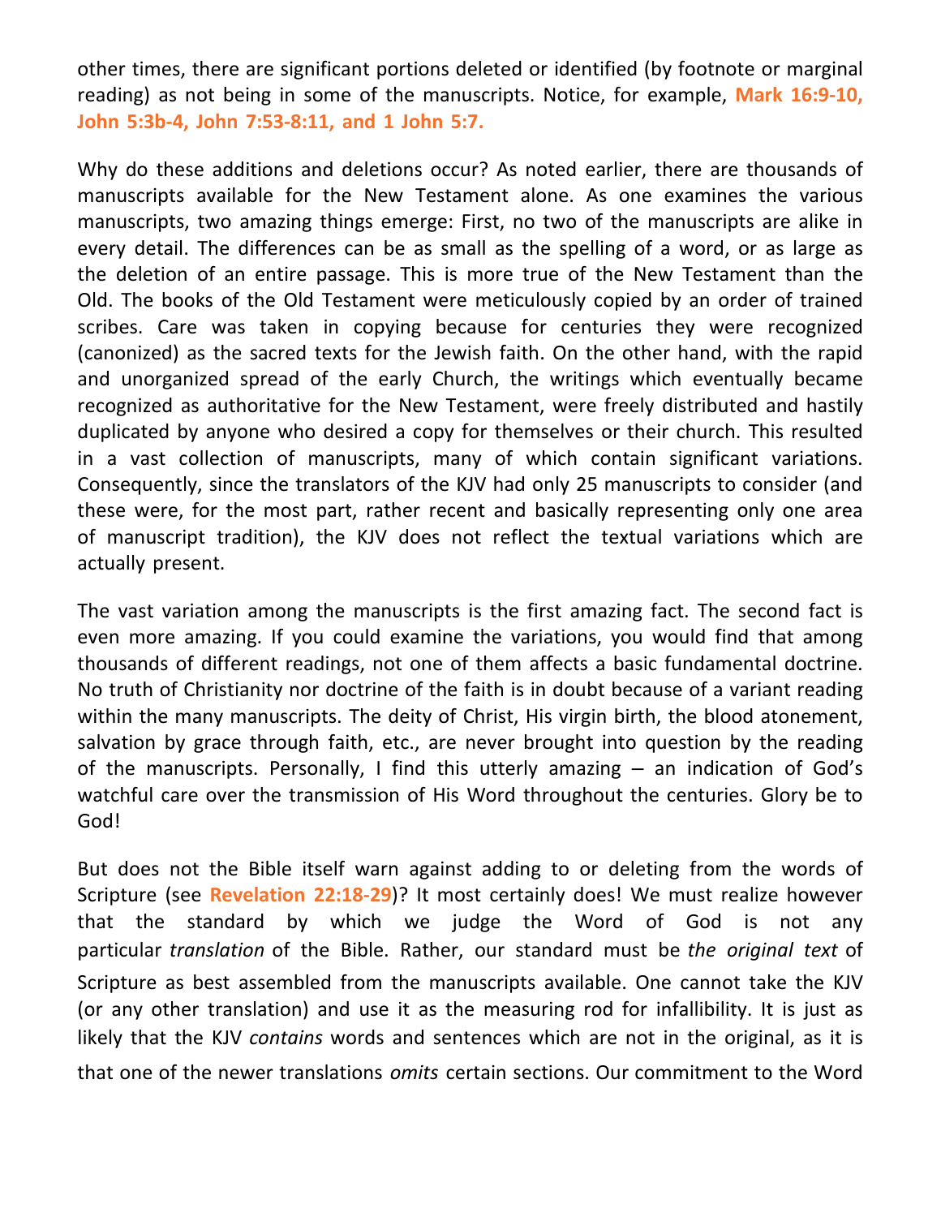other times, there are significant portions deleted or identified (by footnote or marginal reading) as not being in some of the manuscripts. Notice, for example, **Mark 16:9-10, John 5:3b-4, John 7:53-8:11, and 1 John 5:7.**

Why do these additions and deletions occur? As noted earlier, there are thousands of manuscripts available for the New Testament alone. As one examines the various manuscripts, two amazing things emerge: First, no two of the manuscripts are alike in every detail. The differences can be as small as the spelling of a word, or as large as the deletion of an entire passage. This is more true of the New Testament than the Old. The books of the Old Testament were meticulously copied by an order of trained scribes. Care was taken in copying because for centuries they were recognized (canonized) as the sacred texts for the Jewish faith. On the other hand, with the rapid and unorganized spread of the early Church, the writings which eventually became recognized as authoritative for the New Testament, were freely distributed and hastily duplicated by anyone who desired a copy for themselves or their church. This resulted in a vast collection of manuscripts, many of which contain significant variations. Consequently, since the translators of the KJV had only 25 manuscripts to consider (and these were, for the most part, rather recent and basically representing only one area of manuscript tradition), the KJV does not reflect the textual variations which are actually present.

The vast variation among the manuscripts is the first amazing fact. The second fact is even more amazing. If you could examine the variations, you would find that among thousands of different readings, not one of them affects a basic fundamental doctrine. No truth of Christianity nor doctrine of the faith is in doubt because of a variant reading within the many manuscripts. The deity of Christ, His virgin birth, the blood atonement, salvation by grace through faith, etc., are never brought into question by the reading of the manuscripts. Personally, I find this utterly amazing – an indication of God's watchful care over the transmission of His Word throughout the centuries. Glory be to God!

But does not the Bible itself warn against adding to or deleting from the words of Scripture (see **Revelation 22:18-29**)? It most certainly does! We must realize however that the standard by which we judge the Word of God is not any particular *translation* of the Bible. Rather, our standard must be *the original text* of Scripture as best assembled from the manuscripts available. One cannot take the KJV (or any other translation) and use it as the measuring rod for infallibility. It is just as likely that the KJV *contains* words and sentences which are not in the original, as it is that one of the newer translations *omits* certain sections. Our commitment to the Word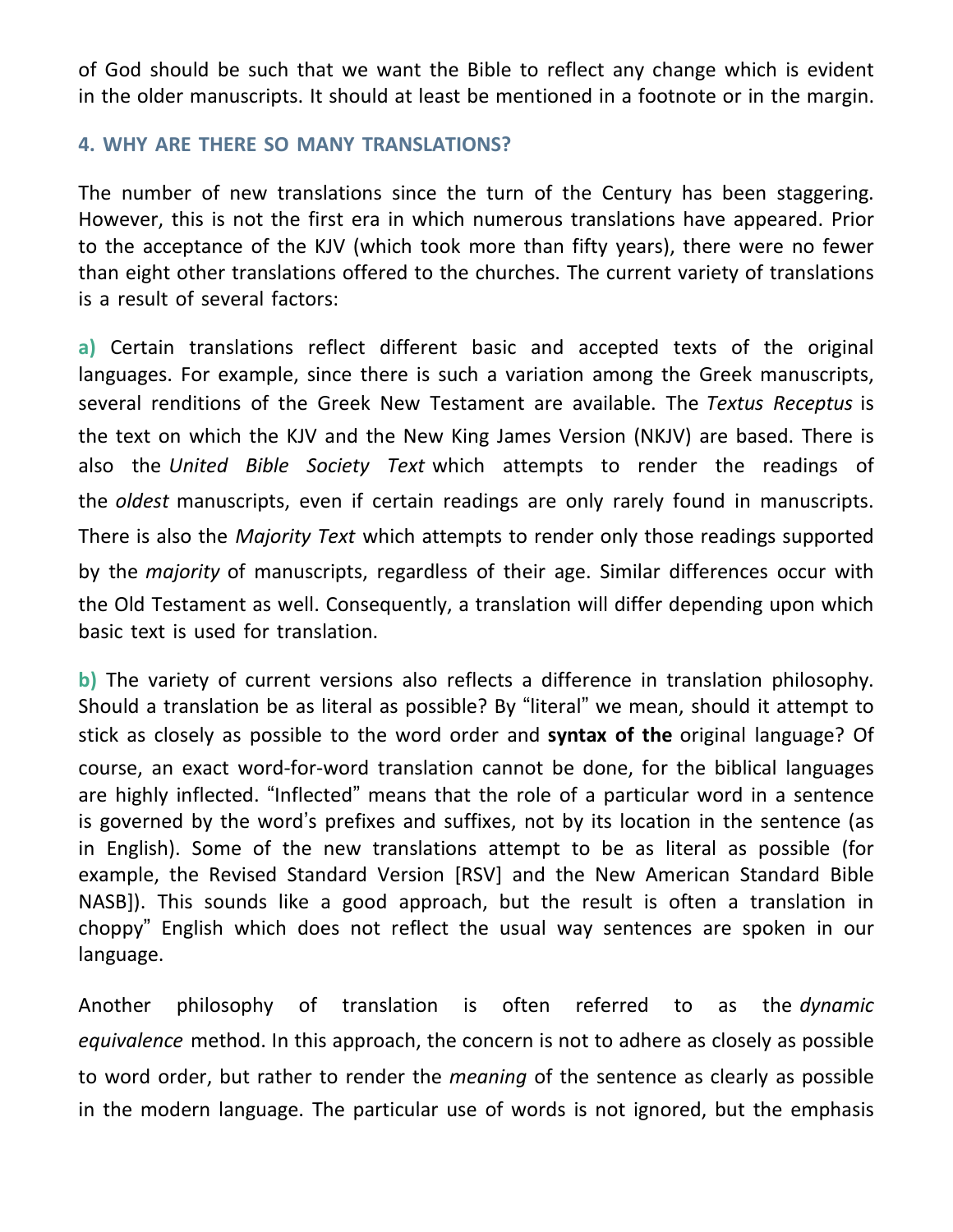of God should be such that we want the Bible to reflect any change which is evident in the older manuscripts. It should at least be mentioned in a footnote or in the margin.

### 4. WHY ARE THERE SO MANY TRANSLATIONS?

The number of new translations since the turn of the Century has been staggering. However, this is not the first era in which numerous translations have appeared. Prior to the acceptance of the KJV (which took more than fifty years), there were no fewer than eight other translations offered to the churches. The current variety of translations is a result of several factors:

**a)** Certain translations reflect different basic and accepted texts of the original languages. For example, since there is such a variation among the Greek manuscripts, several renditions of the Greek New Testament are available. The *Textus Receptus* is the text on which the KJV and the New King James Version (NKJV) are based. There is also the *United Bible Society Text* which attempts to render the readings of the *oldest* manuscripts, even if certain readings are only rarely found in manuscripts. There is also the *Majority Text* which attempts to render only those readings supported by the *majority* of manuscripts, regardless of their age. Similar differences occur with the Old Testament as well. Consequently, a translation will differ depending upon which basic text is used for translation.

**b)** The variety of current versions also reflects a difference in translation philosophy. Should a translation be as literal as possible? By "literal" we mean, should it attempt to stick as closely as possible to the word order and **syntax of the** original language? Of course, an exact word-for-word translation cannot be done, for the biblical languages are highly inflected. "Inflected" means that the role of a particular word in a sentence is governed by the word's prefixes and suffixes, not by its location in the sentence (as in English). Some of the new translations attempt to be as literal as possible (for example, the Revised Standard Version [RSV] and the New American Standard Bible NASB]). This sounds like a good approach, but the result is often a translation in choppy" English which does not reflect the usual way sentences are spoken in our language.

Another philosophy of translation is often referred to as the *dynamic equivalence* method. In this approach, the concern is not to adhere as closely as possible to word order, but rather to render the *meaning* of the sentence as clearly as possible in the modern language. The particular use of words is not ignored, but the emphasis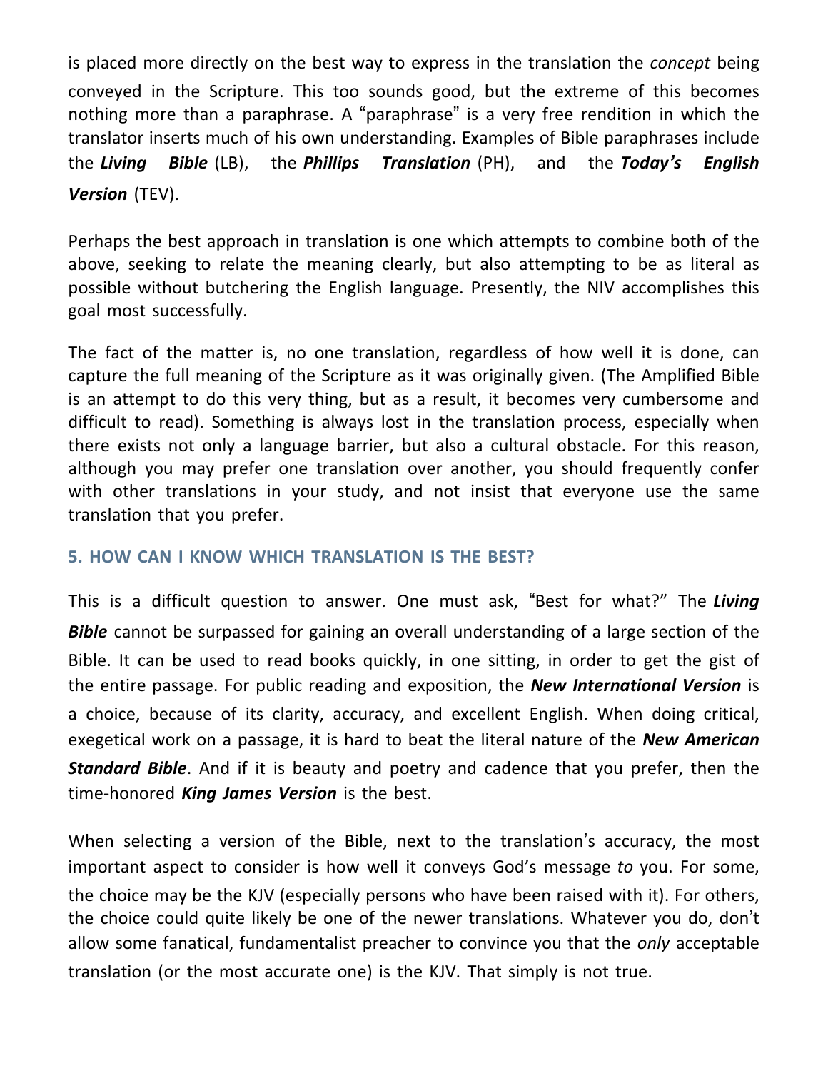is placed more directly on the best way to express in the translation the *concept* being conveyed in the Scripture. This too sounds good, but the extreme of this becomes nothing more than a paraphrase. A "paraphrase" is a very free rendition in which the translator inserts much of his own understanding. Examples of Bible paraphrases include the ***Living Bible*** (LB), the ***Phillips Translation*** (PH), and the ***Today's English Version*** (TEV).

Perhaps the best approach in translation is one which attempts to combine both of the above, seeking to relate the meaning clearly, but also attempting to be as literal as possible without butchering the English language. Presently, the NIV accomplishes this goal most successfully.

The fact of the matter is, no one translation, regardless of how well it is done, can capture the full meaning of the Scripture as it was originally given. (The Amplified Bible is an attempt to do this very thing, but as a result, it becomes very cumbersome and difficult to read). Something is always lost in the translation process, especially when there exists not only a language barrier, but also a cultural obstacle. For this reason, although you may prefer one translation over another, you should frequently confer with other translations in your study, and not insist that everyone use the same translation that you prefer.

### 5. HOW CAN I KNOW WHICH TRANSLATION IS THE BEST?

This is a difficult question to answer. One must ask, "Best for what?" The ***Living Bible*** cannot be surpassed for gaining an overall understanding of a large section of the Bible. It can be used to read books quickly, in one sitting, in order to get the gist of the entire passage. For public reading and exposition, the ***New International Version*** is a choice, because of its clarity, accuracy, and excellent English. When doing critical, exegetical work on a passage, it is hard to beat the literal nature of the ***New American Standard Bible***. And if it is beauty and poetry and cadence that you prefer, then the time-honored ***King James Version*** is the best.

When selecting a version of the Bible, next to the translation's accuracy, the most important aspect to consider is how well it conveys God's message *to* you. For some, the choice may be the KJV (especially persons who have been raised with it). For others, the choice could quite likely be one of the newer translations. Whatever you do, don't allow some fanatical, fundamentalist preacher to convince you that the *only* acceptable translation (or the most accurate one) is the KJV. That simply is not true.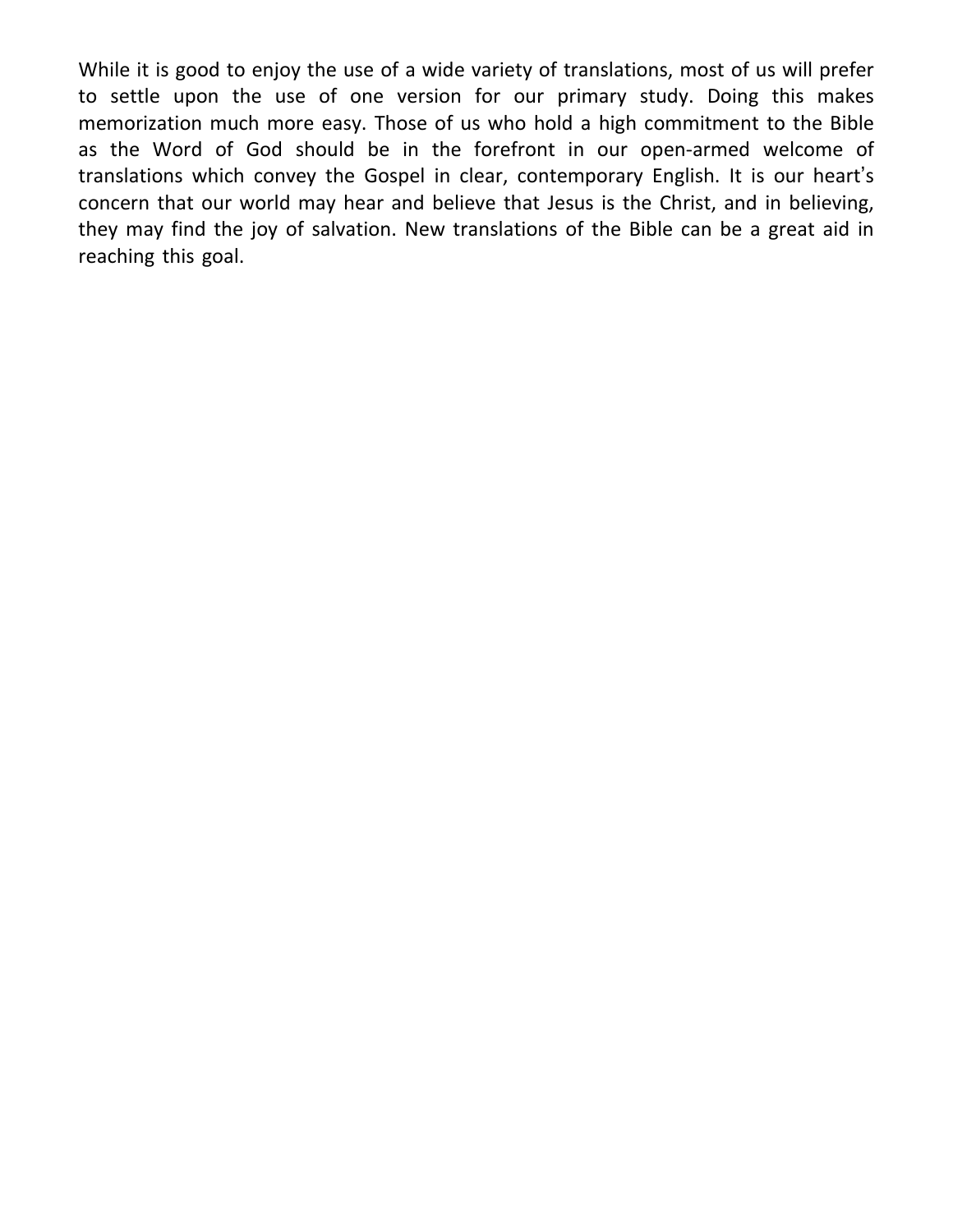While it is good to enjoy the use of a wide variety of translations, most of us will prefer to settle upon the use of one version for our primary study. Doing this makes memorization much more easy. Those of us who hold a high commitment to the Bible as the Word of God should be in the forefront in our open-armed welcome of translations which convey the Gospel in clear, contemporary English. It is our heart's concern that our world may hear and believe that Jesus is the Christ, and in believing, they may find the joy of salvation. New translations of the Bible can be a great aid in reaching this goal.